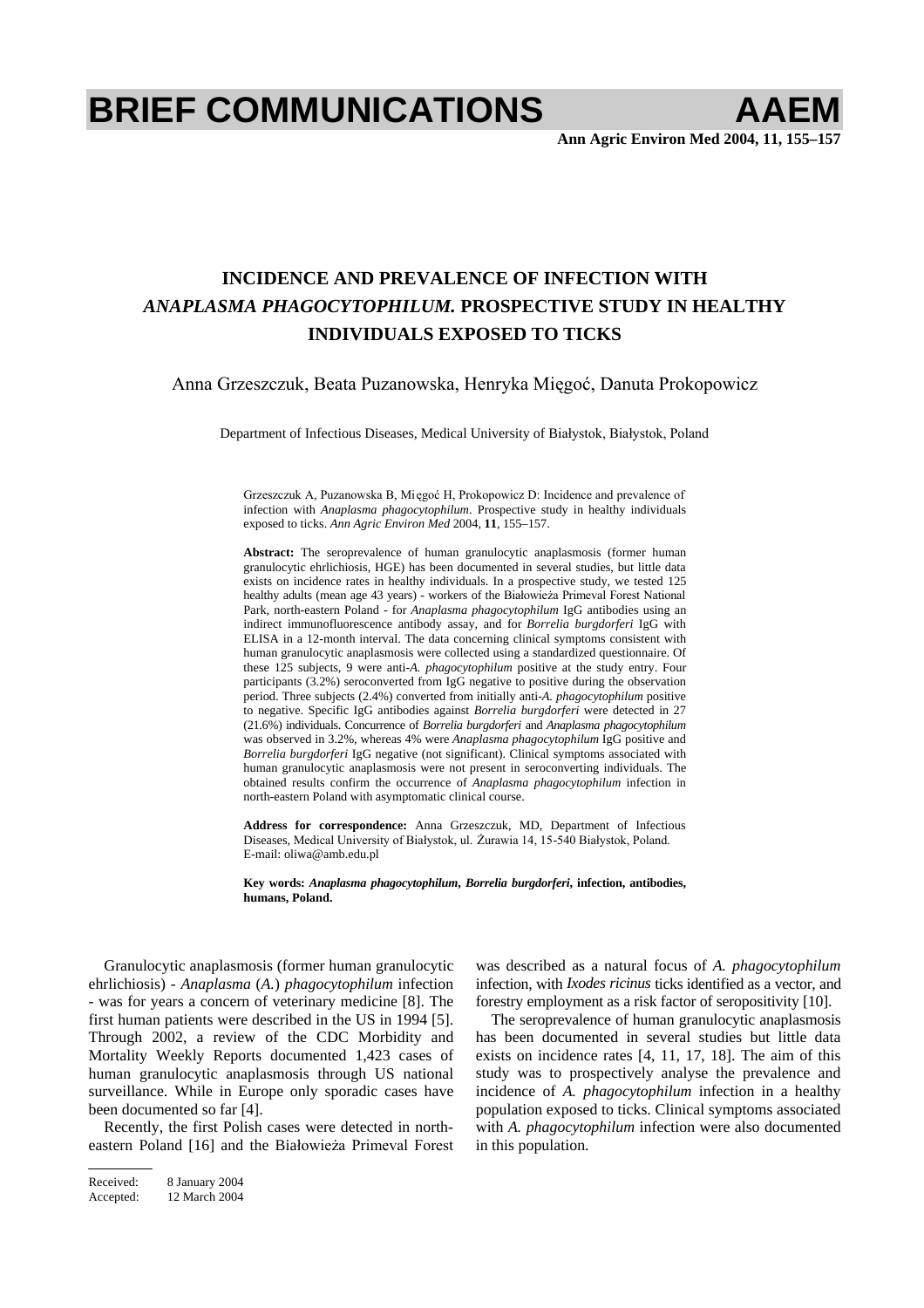# BRIEF COMMUNICATIONS

# INCIDENCE AND PREVALENCE OF INFECTION WITH *ANAPLASMA PHAGOCYTOPHILUM.* PROSPECTIVE STUDY IN HEALTHY INDIVIDUALS EXPOSED TO TICKS

Anna Grzeszczuk, Beata Puzanowska, Henryka Mięgoć, Danuta Prokopowicz

Department of Infectious Diseases, Medical University of Białystok, Białystok, Poland

Grzeszczuk A, Puzanowska B, Mięgoć H, Prokopowicz D: Incidence and prevalence of infection with *Anaplasma phagocytophilum*. Prospective study in healthy individuals exposed to ticks. *Ann Agric Environ Med* 2004, **11**, 155–157.

**Abstract:** The seroprevalence of human granulocytic anaplasmosis (former human granulocytic ehrlichiosis, HGE) has been documented in several studies, but little data exists on incidence rates in healthy individuals. In a prospective study, we tested 125 healthy adults (mean age 43 years) - workers of the Białowieża Primeval Forest National Park, north-eastern Poland - for *Anaplasma phagocytophilum* IgG antibodies using an indirect immunofluorescence antibody assay, and for *Borrelia burgdorferi* IgG with ELISA in a 12-month interval. The data concerning clinical symptoms consistent with human granulocytic anaplasmosis were collected using a standardized questionnaire. Of these 125 subjects, 9 were anti-*A. phagocytophilum* positive at the study entry. Four participants (3.2%) seroconverted from IgG negative to positive during the observation period. Three subjects (2.4%) converted from initially anti-*A. phagocytophilum* positive to negative. Specific IgG antibodies against *Borrelia burgdorferi* were detected in 27 (21.6%) individuals. Concurrence of *Borrelia burgdorferi* and *Anaplasma phagocytophilum* was observed in 3.2%, whereas 4% were *Anaplasma phagocytophilum* IgG positive and *Borrelia burgdorferi* IgG negative (not significant). Clinical symptoms associated with human granulocytic anaplasmosis were not present in seroconverting individuals. The obtained results confirm the occurrence of *Anaplasma phagocytophilum* infection in north-eastern Poland with asymptomatic clinical course.

**Address for correspondence:** Anna Grzeszczuk, MD, Department of Infectious Diseases, Medical University of Białystok, ul. Żurawia 14, 15-540 Białystok, Poland. E-mail: oliwa@amb.edu.pl

**Key words:** ***Anaplasma phagocytophilum*, *Borrelia burgdorferi*, infection, antibodies, humans, Poland.**

Granulocytic anaplasmosis (former human granulocytic ehrlichiosis) - *Anaplasma* (*A.*) *phagocytophilum* infection - was for years a concern of veterinary medicine [8]. The first human patients were described in the US in 1994 [5]. Through 2002, a review of the CDC Morbidity and Mortality Weekly Reports documented 1,423 cases of human granulocytic anaplasmosis through US national surveillance. While in Europe only sporadic cases have been documented so far [4].

Recently, the first Polish cases were detected in north-eastern Poland [16] and the Białowieża Primeval Forest was described as a natural focus of *A. phagocytophilum* infection, with *Ixodes ricinus* ticks identified as a vector, and forestry employment as a risk factor of seropositivity [10].

The seroprevalence of human granulocytic anaplasmosis has been documented in several studies but little data exists on incidence rates [4, 11, 17, 18]. The aim of this study was to prospectively analyse the prevalence and incidence of *A. phagocytophilum* infection in a healthy population exposed to ticks. Clinical symptoms associated with *A. phagocytophilum* infection were also documented in this population.

Received: 8 January 2004
Accepted: 12 March 2004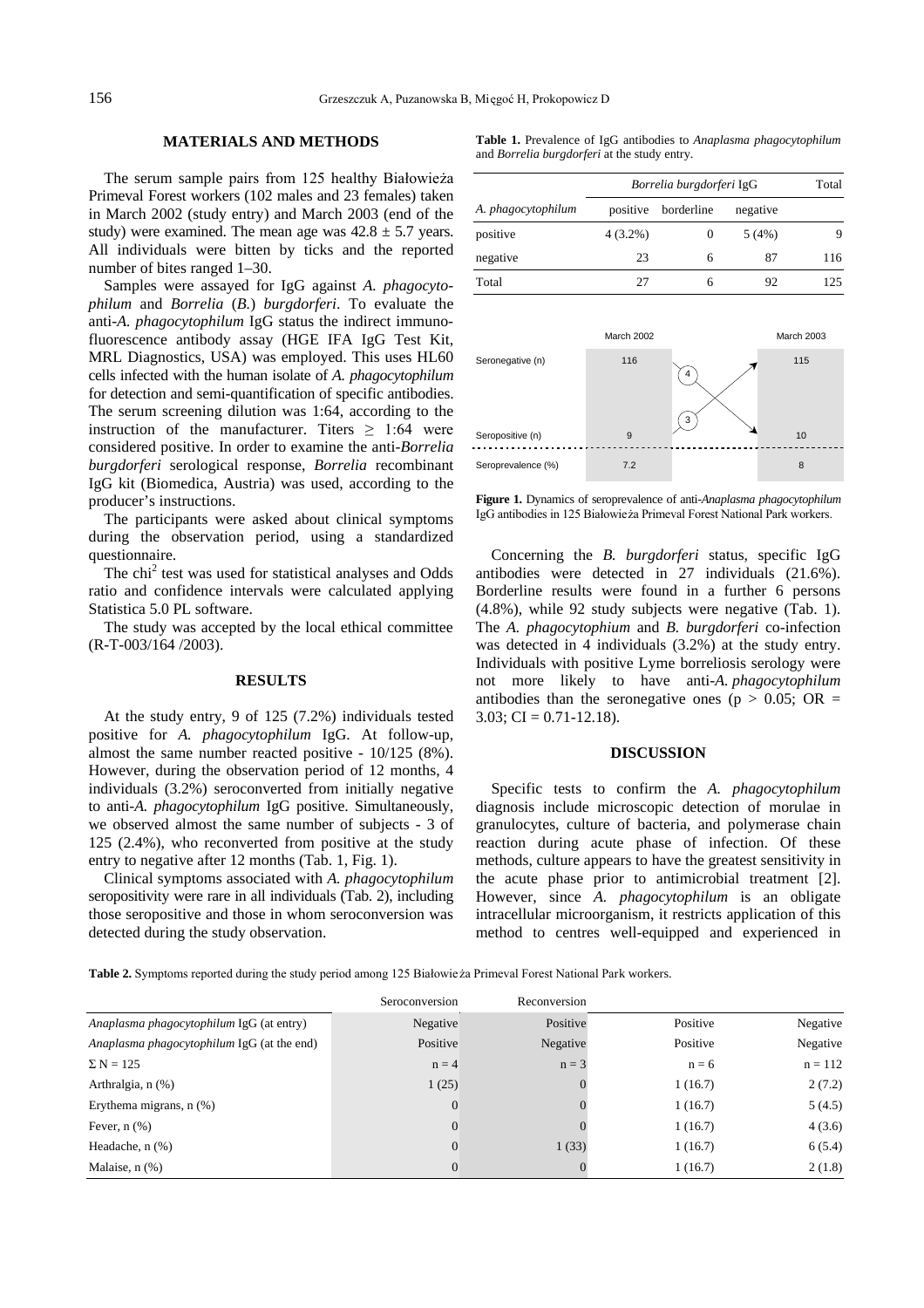## MATERIALS AND METHODS

The serum sample pairs from 125 healthy Białowieża Primeval Forest workers (102 males and 23 females) taken in March 2002 (study entry) and March 2003 (end of the study) were examined. The mean age was 42.8 ± 5.7 years. All individuals were bitten by ticks and the reported number of bites ranged 1–30.

Samples were assayed for IgG against *A. phagocytophilum* and *Borrelia* (*B.*) *burgdorferi*. To evaluate the anti-*A. phagocytophilum* IgG status the indirect immunofluorescence antibody assay (HGE IFA IgG Test Kit, MRL Diagnostics, USA) was employed. This uses HL60 cells infected with the human isolate of *A. phagocytophilum* for detection and semi-quantification of specific antibodies. The serum screening dilution was 1:64, according to the instruction of the manufacturer. Titers ≥ 1:64 were considered positive. In order to examine the anti-*Borrelia burgdorferi* serological response, *Borrelia* recombinant IgG kit (Biomedica, Austria) was used, according to the producer's instructions.

The participants were asked about clinical symptoms during the observation period, using a standardized questionnaire.

The $chi^2$ test was used for statistical analyses and Odds ratio and confidence intervals were calculated applying Statistica 5.0 PL software.

The study was accepted by the local ethical committee (R-T-003/164 /2003).

## RESULTS

At the study entry, 9 of 125 (7.2%) individuals tested positive for *A. phagocytophilum* IgG. At follow-up, almost the same number reacted positive - 10/125 (8%). However, during the observation period of 12 months, 4 individuals (3.2%) seroconverted from initially negative to anti-*A. phagocytophilum* IgG positive. Simultaneously, we observed almost the same number of subjects - 3 of 125 (2.4%), who reconverted from positive at the study entry to negative after 12 months (Tab. 1, Fig. 1).

Clinical symptoms associated with *A. phagocytophilum* seropositivity were rare in all individuals (Tab. 2), including those seropositive and those in whom seroconversion was detected during the study observation.

**Table 1.** Prevalence of IgG antibodies to *Anaplasma phagocytophilum* and *Borrelia burgdorferi* at the study entry.

| | *Borrelia burgdorferi* IgG | | | Total |
|---|---|---|---|---|
| *A. phagocytophilum* | positive | borderline | negative | |
| positive | 4 (3.2%) | 0 | 5 (4%) | 9 |
| negative | 23 | 6 | 87 | 116 |
| Total | 27 | 6 | 92 | 125 |

| | March 2002 | | March 2003 |
|---|---|---|---|
| Seronegative (n) | 116 | 4 → | 115 |
| Seropositive (n) | 9 | 3 → | 10 |
| Seroprevalence (%) | 7.2 | | 8 |

**Figure 1.** Dynamics of seroprevalence of anti-*Anaplasma phagocytophilum* IgG antibodies in 125 Białowieża Primeval Forest National Park workers.

Concerning the *B. burgdorferi* status, specific IgG antibodies were detected in 27 individuals (21.6%). Borderline results were found in a further 6 persons (4.8%), while 92 study subjects were negative (Tab. 1). The *A. phagocytophium* and *B. burgdorferi* co-infection was detected in 4 individuals (3.2%) at the study entry. Individuals with positive Lyme borreliosis serology were not more likely to have anti-*A. phagocytophilum* antibodies than the seronegative ones ($p > 0.05$; OR = 3.03; CI = 0.71-12.18).

## DISCUSSION

Specific tests to confirm the *A. phagocytophilum* diagnosis include microscopic detection of morulae in granulocytes, culture of bacteria, and polymerase chain reaction during acute phase of infection. Of these methods, culture appears to have the greatest sensitivity in the acute phase prior to antimicrobial treatment [2]. However, since *A. phagocytophilum* is an obligate intracellular microorganism, it restricts application of this method to centres well-equipped and experienced in

**Table 2.** Symptoms reported during the study period among 125 Białowieża Primeval Forest National Park workers.

| | Seroconversion | Reconversion | | |
|---|---|---|---|---|
| *Anaplasma phagocytophilum* IgG (at entry) | Negative | Positive | Positive | Negative |
| *Anaplasma phagocytophilum* IgG (at the end) | Positive | Negative | Positive | Negative |
| Σ N = 125 | n = 4 | n = 3 | n = 6 | n = 112 |
| Arthralgia, n (%) | 1 (25) | 0 | 1 (16.7) | 2 (7.2) |
| Erythema migrans, n (%) | 0 | 0 | 1 (16.7) | 5 (4.5) |
| Fever, n (%) | 0 | 0 | 1 (16.7) | 4 (3.6) |
| Headache, n (%) | 0 | 1 (33) | 1 (16.7) | 6 (5.4) |
| Malaise, n (%) | 0 | 0 | 1 (16.7) | 2 (1.8) |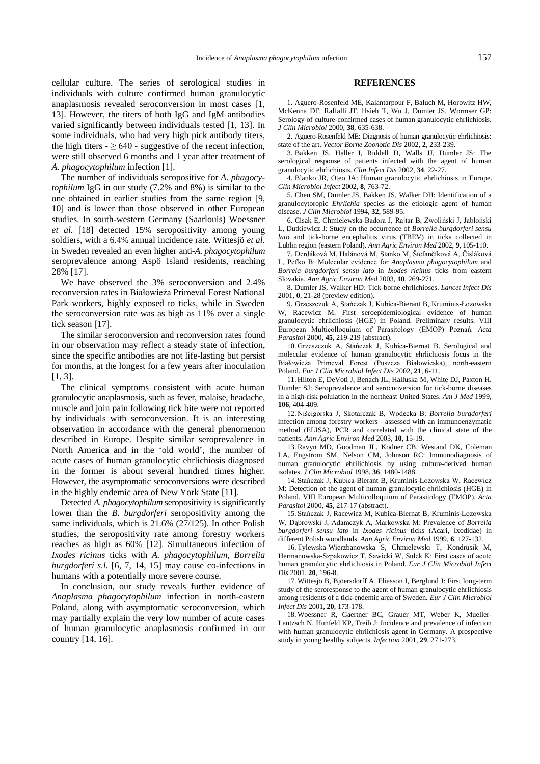cellular culture. The series of serological studies in individuals with culture confirmed human granulocytic anaplasmosis revealed seroconversion in most cases [1, 13]. However, the titers of both IgG and IgM antibodies varied significantly between individuals tested [1, 13]. In some individuals, who had very high pick antibody titers, the high titers - $\geq 640$ - suggestive of the recent infection, were still observed 6 months and 1 year after treatment of *A. phagocytophilum* infection [1].

The number of individuals seropositive for *A. phagocytophilum* IgG in our study (7.2% and 8%) is similar to the one obtained in earlier studies from the same region [9, 10] and is lower than those observed in other European studies. In south-western Germany (Saarlouis) Woessner *et al.* [18] detected 15% seropositivity among young soldiers, with a 6.4% annual incidence rate. Wittesjö *et al.* in Sweden revealed an even higher anti-*A. phagocytophilum* seroprevalence among Aspö Island residents, reaching 28% [17].

We have observed the 3% seroconversion and 2.4% reconversion rates in Białowieża Primeval Forest National Park workers, highly exposed to ticks, while in Sweden the seroconversion rate was as high as 11% over a single tick season [17].

The similar seroconversion and reconversion rates found in our observation may reflect a steady state of infection, since the specific antibodies are not life-lasting but persist for months, at the longest for a few years after inoculation [1, 3].

The clinical symptoms consistent with acute human granulocytic anaplasmosis, such as fever, malaise, headache, muscle and join pain following tick bite were not reported by individuals with seroconversion. It is an interesting observation in accordance with the general phenomenon described in Europe. Despite similar seroprevalence in North America and in the 'old world', the number of acute cases of human granulocytic ehrlichiosis diagnosed in the former is about several hundred times higher. However, the asymptomatic seroconversions were described in the highly endemic area of New York State [11].

Detected *A. phagocytophilum* seropositivity is significantly lower than the *B. burgdorferi* seropositivity among the same individuals, which is 21.6% (27/125). In other Polish studies, the seropositivity rate among forestry workers reaches as high as 60% [12]. Simultaneous infection of *Ixodes ricinus* ticks with *A. phagocytophilum*, *Borrelia burgdorferi s.l.* [6, 7, 14, 15] may cause co-infections in humans with a potentially more severe course.

In conclusion, our study reveals further evidence of *Anaplasma phagocytophilum* infection in north-eastern Poland, along with asymptomatic seroconversion, which may partially explain the very low number of acute cases of human granulocytic anaplasmosis confirmed in our country [14, 16].

## REFERENCES

1. Aguero-Rosenfeld ME, Kalantarpour F, Baluch M, Horowitz HW, McKenna DF, Raffalli JT, Hsieh T, Wu J, Dumler JS, Wormser GP: Serology of culture-confirmed cases of human granulocytic ehrlichiosis. *J Clin Microbiol* 2000, **38**, 635-638.

2. Aguero-Rosenfeld ME: Diagnosis of human granulocytic ehrlichiosis: state of the art. *Vector Borne Zoonotic Dis* 2002, **2**, 233-239.

3. Bakken JS, Haller I, Riddell D, Walls JJ, Dumler JS: The serological response of patients infected with the agent of human granulocytic ehrlichiosis. *Clin Infect Dis* 2002, **34**, 22-27.

4. Blanko JR, Oteo JA: Human granulocytic ehrlichiosis in Europe. *Clin Microbiol Infect* 2002, **8**, 763-72.

5. Chen SM, Dumler JS, Bakken JS, Walker DH: Identification of a granulocytoropic *Ehrlichia* species as the etiologic agent of human disease. *J Clin Microbiol* 1994, **32**, 589-95.

6. Cisak E, Chmielewska-Badora J, Rajtar B, Zwoliński J, Jabłoński L, Dutkiewicz J: Study on the occurrence of *Borrelia burgdorferi sensu lato* and tick-borne encephalitis virus (TBEV) in ticks collected in Lublin region (eastern Poland). *Ann Agric Environ Med* 2002, **9**, 105-110.

7. Derdáková M, Halánová M, Stanko M, Štefančíková A, Čisláková L, Peťko B: Molecular evidence for *Anaplasma phagocytophilum* and *Borrela burgdorferi sensu lato* in *Ixodes ricinus* ticks from eastern Slovakia. *Ann Agric Environ Med* 2003, **10**, 269-271.

8. Dumler JS, Walker HD: Tick-borne ehrlichioses. *Lancet Infect Dis* 2001, **0**, 21-28 (preview edition).

9. Grzeszczuk A, Stańczak J, Kubica-Bierant B, Kruminis-Łozowska W, Racewicz M. First seroepidemiological evidence of human granulocytic ehrlichiosis (HGE) in Poland. Preliminary results. VIII European Multicolloquium of Parasitology (EMOP) Poznań. *Acta Parasitol* 2000, **45**, 219-219 (abstract).

10. Grzeszczuk A, Stańczak J, Kubica-Biernat B. Serological and molecular evidence of human granulocytic ehrlichiosis focus in the Białowieża Primeval Forest (Puszcza Białowieska), north-eastern Poland. *Eur J Clin Microbiol Infect Dis* 2002, **21**, 6-11.

11. Hilton E, DeVoti J, Benach JL, Halluska M, White DJ, Paxton H, Dumler SJ: Seroprevalence and serocnoversion for tick-borne diseases in a high-risk polulation in the northeast United States. *Am J Med* 1999, **106**, 404-409.

12. Niścigorska J, Skotarczak B, Wodecka B: *Borrelia burgdorferi* infection among forestry workers - assessed with an immunoenzymatic method (ELISA), PCR and correlated with the clinical state of the patients. *Ann Agric Environ Med* 2003, **10**, 15-19.

13. Ravyn MD, Goodman JL, Kodner CB, Westand DK, Coleman LA, Engstrom SM, Nelson CM, Johnson RC: Immunodiagnosis of human granulocytic ehrilichiosis by using culture-derived human isolates. *J Clin Microbiol* 1998, **36**, 1480-1488.

14. Stańczak J, Kubica-Bierant B, Kruminis-Łozowska W, Racewicz M: Detection of the agent of human granulocytic ehrlichiosis (HGE) in Poland. VIII European Multicolloquium of Parasitology (EMOP). *Acta Parasitol* 2000, **45**, 217-17 (abstract).

15. Stańczak J, Racewicz M, Kubica-Biernat B, Kruminis-Łozowska W, Dąbrowski J, Adamczyk A, Markowska M: Prevalence of *Borrelia burgdorferi sensu lato* in *Ixodes ricinus* ticks (Acari, Ixodidae) in different Polish woodlands. *Ann Agric Environ Med* 1999, **6**, 127-132.

16. Tylewska-Wierzbanowska S, Chmielewski T, Kondrusik M, Hermanowska-Szpakowicz T, Sawicki W, Sułek K: First cases of acute human granulocytic ehrlichiosis in Poland. *Eur J Clin Microbiol Infect Dis* 2001, **20**, 196-8.

17. Wittesjö B, Bjöersdorff A, Eliasson I, Berglund J: First long-term study of the seroresponse to the agent of human granulocytic ehrlichiosis among residents of a tick-endemic area of Sweden. *Eur J Clin Microbiol Infect Dis* 2001, **20**, 173-178.

18. Woessner R, Gaertner BC, Grauer MT, Weber K, Mueller-Lantzsch N, Hunfeld KP, Treib J: Incidence and prevalence of infection with human granulocytic ehrlichiosis agent in Germany. A prospective study in young healthy subjects. *Infection* 2001, **29**, 271-273.